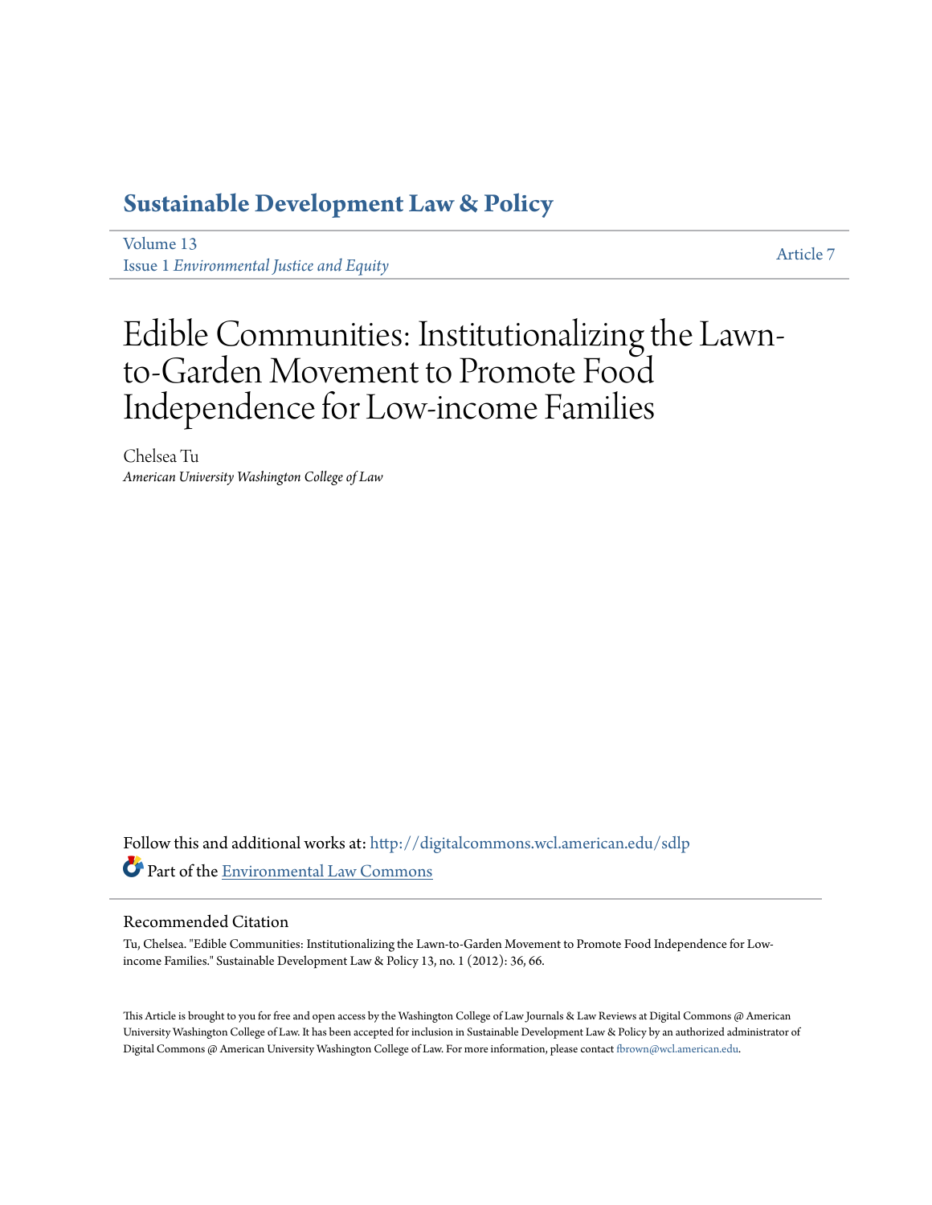# Sustainable Development Law & Policy

Volume 13
Issue 1 *Environmental Justice and Equity*

Article 7

# Edible Communities: Institutionalizing the Lawn-to-Garden Movement to Promote Food Independence for Low-income Families

Chelsea Tu
*American University Washington College of Law*

Follow this and additional works at: http://digitalcommons.wcl.american.edu/sdlp
Part of the Environmental Law Commons

## Recommended Citation

Tu, Chelsea. "Edible Communities: Institutionalizing the Lawn-to-Garden Movement to Promote Food Independence for Low-income Families." Sustainable Development Law & Policy 13, no. 1 (2012): 36, 66.

This Article is brought to you for free and open access by the Washington College of Law Journals & Law Reviews at Digital Commons @ American University Washington College of Law. It has been accepted for inclusion in Sustainable Development Law & Policy by an authorized administrator of Digital Commons @ American University Washington College of Law. For more information, please contact fbrown@wcl.american.edu.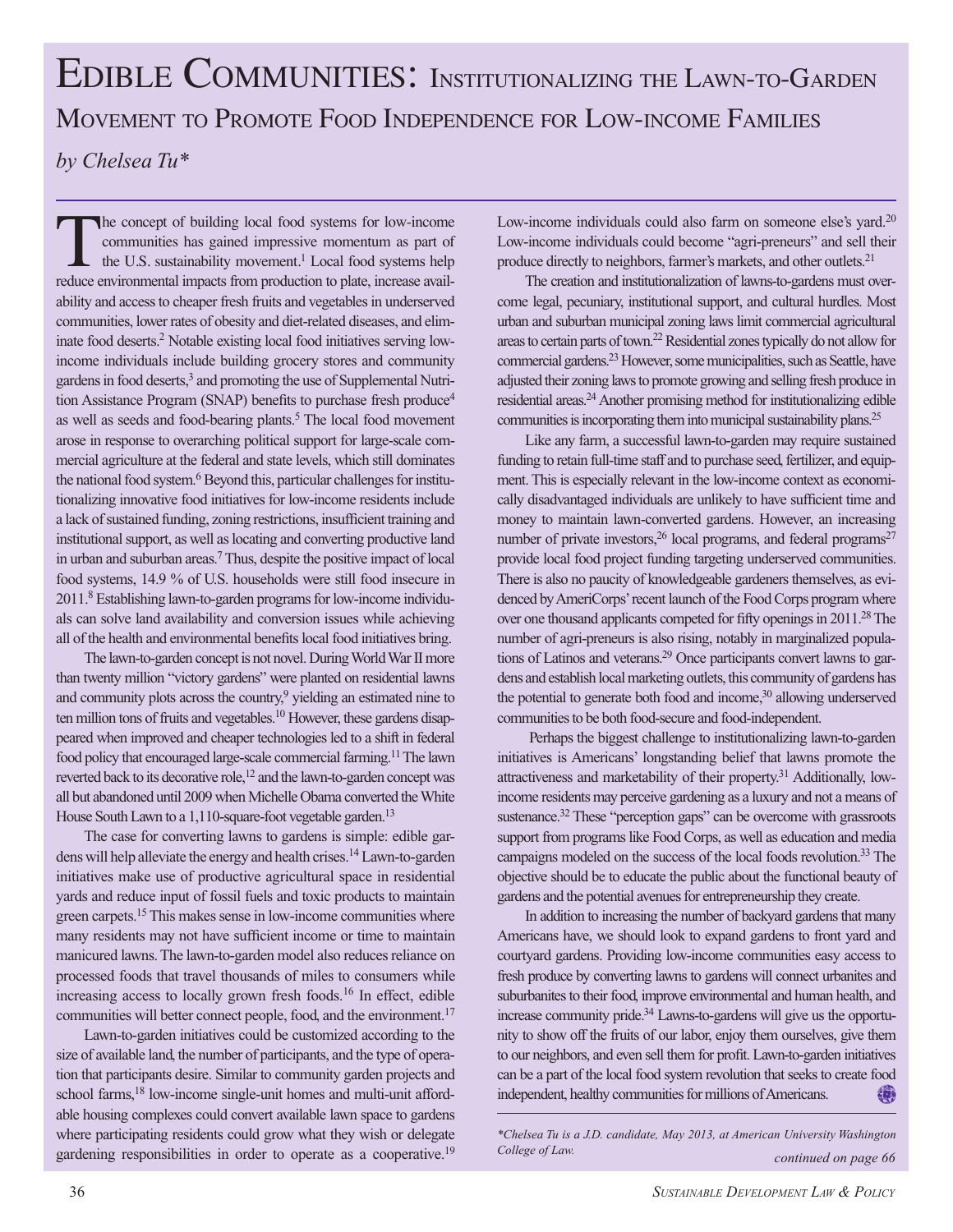# Edible Communities: Institutionalizing the Lawn-to-Garden Movement to Promote Food Independence for Low-income Families

*by Chelsea Tu**

The concept of building local food systems for low-income communities has gained impressive momentum as part of the U.S. sustainability movement.[1] Local food systems help reduce environmental impacts from production to plate, increase availability and access to cheaper fresh fruits and vegetables in underserved communities, lower rates of obesity and diet-related diseases, and eliminate food deserts.[2] Notable existing local food initiatives serving low-income individuals include building grocery stores and community gardens in food deserts,[3] and promoting the use of Supplemental Nutrition Assistance Program (SNAP) benefits to purchase fresh produce[4] as well as seeds and food-bearing plants.[5] The local food movement arose in response to overarching political support for large-scale commercial agriculture at the federal and state levels, which still dominates the national food system.[6] Beyond this, particular challenges for institutionalizing innovative food initiatives for low-income residents include a lack of sustained funding, zoning restrictions, insufficient training and institutional support, as well as locating and converting productive land in urban and suburban areas.[7] Thus, despite the positive impact of local food systems, 14.9 % of U.S. households were still food insecure in 2011.[8] Establishing lawn-to-garden programs for low-income individuals can solve land availability and conversion issues while achieving all of the health and environmental benefits local food initiatives bring.

The lawn-to-garden concept is not novel. During World War II more than twenty million "victory gardens" were planted on residential lawns and community plots across the country,[9] yielding an estimated nine to ten million tons of fruits and vegetables.[10] However, these gardens disappeared when improved and cheaper technologies led to a shift in federal food policy that encouraged large-scale commercial farming.[11] The lawn reverted back to its decorative role,[12] and the lawn-to-garden concept was all but abandoned until 2009 when Michelle Obama converted the White House South Lawn to a 1,110-square-foot vegetable garden.[13]

The case for converting lawns to gardens is simple: edible gardens will help alleviate the energy and health crises.[14] Lawn-to-garden initiatives make use of productive agricultural space in residential yards and reduce input of fossil fuels and toxic products to maintain green carpets.[15] This makes sense in low-income communities where many residents may not have sufficient income or time to maintain manicured lawns. The lawn-to-garden model also reduces reliance on processed foods that travel thousands of miles to consumers while increasing access to locally grown fresh foods.[16] In effect, edible communities will better connect people, food, and the environment.[17]

Lawn-to-garden initiatives could be customized according to the size of available land, the number of participants, and the type of operation that participants desire. Similar to community garden projects and school farms,[18] low-income single-unit homes and multi-unit affordable housing complexes could convert available lawn space to gardens where participating residents could grow what they wish or delegate gardening responsibilities in order to operate as a cooperative.[19] Low-income individuals could also farm on someone else's yard.[20] Low-income individuals could become "agri-preneurs" and sell their produce directly to neighbors, farmer's markets, and other outlets.[21]

The creation and institutionalization of lawns-to-gardens must overcome legal, pecuniary, institutional support, and cultural hurdles. Most urban and suburban municipal zoning laws limit commercial agricultural areas to certain parts of town.[22] Residential zones typically do not allow for commercial gardens.[23] However, some municipalities, such as Seattle, have adjusted their zoning laws to promote growing and selling fresh produce in residential areas.[24] Another promising method for institutionalizing edible communities is incorporating them into municipal sustainability plans.[25]

Like any farm, a successful lawn-to-garden may require sustained funding to retain full-time staff and to purchase seed, fertilizer, and equipment. This is especially relevant in the low-income context as economically disadvantaged individuals are unlikely to have sufficient time and money to maintain lawn-converted gardens. However, an increasing number of private investors,[26] local programs, and federal programs[27] provide local food project funding targeting underserved communities. There is also no paucity of knowledgeable gardeners themselves, as evidenced by AmeriCorps' recent launch of the Food Corps program where over one thousand applicants competed for fifty openings in 2011.[28] The number of agri-preneurs is also rising, notably in marginalized populations of Latinos and veterans.[29] Once participants convert lawns to gardens and establish local marketing outlets, this community of gardens has the potential to generate both food and income,[30] allowing underserved communities to be both food-secure and food-independent.

Perhaps the biggest challenge to institutionalizing lawn-to-garden initiatives is Americans' longstanding belief that lawns promote the attractiveness and marketability of their property.[31] Additionally, low-income residents may perceive gardening as a luxury and not a means of sustenance.[32] These "perception gaps" can be overcome with grassroots support from programs like Food Corps, as well as education and media campaigns modeled on the success of the local foods revolution.[33] The objective should be to educate the public about the functional beauty of gardens and the potential avenues for entrepreneurship they create.

In addition to increasing the number of backyard gardens that many Americans have, we should look to expand gardens to front yard and courtyard gardens. Providing low-income communities easy access to fresh produce by converting lawns to gardens will connect urbanites and suburbanites to their food, improve environmental and human health, and increase community pride.[34] Lawns-to-gardens will give us the opportunity to show off the fruits of our labor, enjoy them ourselves, give them to our neighbors, and even sell them for profit. Lawn-to-garden initiatives can be a part of the local food system revolution that seeks to create food independent, healthy communities for millions of Americans.

---

**Chelsea Tu is a J.D. candidate, May 2013, at American University Washington College of Law.*

*continued on page 66*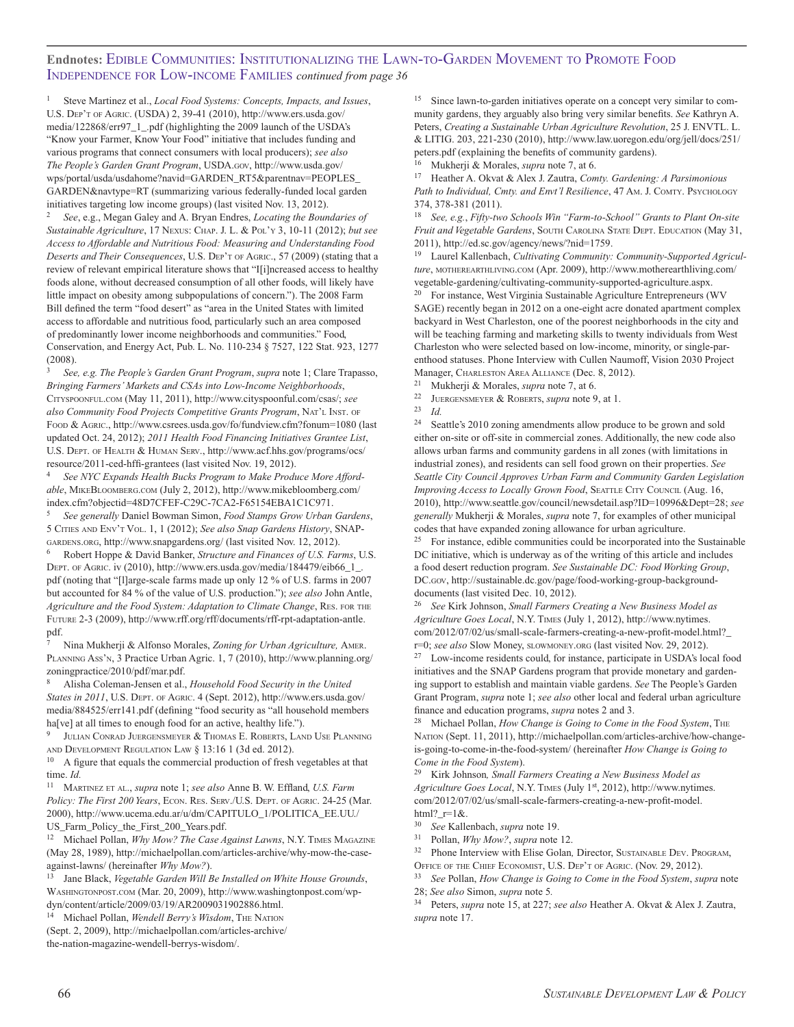## Endnotes: Edible Communities: Institutionalizing the Lawn-to-Garden Movement to Promote Food Independence for Low-income Families *continued from page 36*

[1] Steve Martinez et al., *Local Food Systems: Concepts, Impacts, and Issues*, U.S. Dep't of Agric. (USDA) 2, 39-41 (2010), http://www.ers.usda.gov/media/122868/err97_1_.pdf (highlighting the 2009 launch of the USDA's "Know your Farmer, Know Your Food" initiative that includes funding and various programs that connect consumers with local producers); *see also The People's Garden Grant Program*, USDA.gov, http://www.usda.gov/wps/portal/usda/usdahome?navid=GARDEN_RT5&parentnav=PEOPLES_GARDEN&navtype=RT (summarizing various federally-funded local garden initiatives targeting low income groups) (last visited Nov. 13, 2012).

[2] *See*, e.g., Megan Galey and A. Bryan Endres, *Locating the Boundaries of Sustainable Agriculture*, 17 Nexus: Chap. J. L. & Pol'y 3, 10-11 (2012); *but see Access to Affordable and Nutritious Food: Measuring and Understanding Food Deserts and Their Consequences*, U.S. Dep't of Agric., 57 (2009) (stating that a review of relevant empirical literature shows that "I[i]ncreased access to healthy foods alone, without decreased consumption of all other foods, will likely have little impact on obesity among subpopulations of concern."). The 2008 Farm Bill defined the term "food desert" as "area in the United States with limited access to affordable and nutritious food, particularly such an area composed of predominantly lower income neighborhoods and communities." Food, Conservation, and Energy Act, Pub. L. No. 110-234 § 7527, 122 Stat. 923, 1277 (2008).

[3] *See, e.g. The People's Garden Grant Program*, *supra* note 1; Clare Trapasso, *Bringing Farmers' Markets and CSAs into Low-Income Neighborhoods*, Cityspoonful.com (May 11, 2011), http://www.cityspoonful.com/csas/; *see also Community Food Projects Competitive Grants Program*, Nat'l Inst. of Food & Agric., http://www.csrees.usda.gov/fo/fundview.cfm?fonum=1080 (last updated Oct. 24, 2012); *2011 Health Food Financing Initiatives Grantee List*, U.S. Dept. of Health & Human Serv., http://www.acf.hhs.gov/programs/ocs/resource/2011-ced-hffi-grantees (last visited Nov. 19, 2012).

[4] *See NYC Expands Health Bucks Program to Make Produce More Affordable*, MikeBloomberg.com (July 2, 2012), http://www.mikebloomberg.com/index.cfm?objectid=48D7CFEF-C29C-7CA2-F65154EBA1C1C971.

[5] *See generally* Daniel Bowman Simon, *Food Stamps Grow Urban Gardens*, 5 Cities and Env't Vol. 1, 1 (2012); *See also Snap Gardens History*, SNAP-gardens.org, http://www.snapgardens.org/ (last visited Nov. 12, 2012).

[6] Robert Hoppe & David Banker, *Structure and Finances of U.S. Farms*, U.S. Dept. of Agric. iv (2010), http://www.ers.usda.gov/media/184479/eib66_1_.pdf (noting that "[l]arge-scale farms made up only 12 % of U.S. farms in 2007 but accounted for 84 % of the value of U.S. production."); *see also* John Antle, *Agriculture and the Food System: Adaptation to Climate Change*, Res. for the Future 2-3 (2009), http://www.rff.org/rff/documents/rff-rpt-adaptation-antle.pdf.

[7] Nina Mukherji & Alfonso Morales, *Zoning for Urban Agriculture,* Amer. Planning Ass'n, 3 Practice Urban Agric. 1, 7 (2010), http://www.planning.org/zoningpractice/2010/pdf/mar.pdf.

[8] Alisha Coleman-Jensen et al., *Household Food Security in the United States in 2011*, U.S. Dept. of Agric. 4 (Sept. 2012), http://www.ers.usda.gov/media/884525/err141.pdf (defining "food security as "all household members ha[ve] at all times to enough food for an active, healthy life.").

[9] Julian Conrad Juergensmeyer & Thomas E. Roberts, Land Use Planning and Development Regulation Law § 13:16 1 (3d ed. 2012).

[10] A figure that equals the commercial production of fresh vegetables at that time. *Id*.

[11] Martinez et al., *supra* note 1; *see also* Anne B. W. Effland, *U.S. Farm Policy: The First 200 Years*, Econ. Res. Serv./U.S. Dept. of Agric. 24-25 (Mar. 2000), http://www.ucema.edu.ar/u/dm/CAPITULO_1/POLITICA_EE.UU./US_Farm_Policy_the_First_200_Years.pdf.

[12] Michael Pollan, *Why Mow? The Case Against Lawns*, N.Y. Times Magazine (May 28, 1989), http://michaelpollan.com/articles-archive/why-mow-the-case-against-lawns/ (hereinafter *Why Mow?*).

[13] Jane Black, *Vegetable Garden Will Be Installed on White House Grounds*, Washingtonpost.com (Mar. 20, 2009), http://www.washingtonpost.com/wp-dyn/content/article/2009/03/19/AR2009031902886.html.

[14] Michael Pollan, *Wendell Berry's Wisdom*, The Nation (Sept. 2, 2009), http://michaelpollan.com/articles-archive/the-nation-magazine-wendell-berrys-wisdom/.

[15] Since lawn-to-garden initiatives operate on a concept very similar to community gardens, they arguably also bring very similar benefits. *See* Kathryn A. Peters, *Creating a Sustainable Urban Agriculture Revolution*, 25 J. ENVTL. L. & LITIG. 203, 221-230 (2010), http://www.law.uoregon.edu/org/jell/docs/251/peters.pdf (explaining the benefits of community gardens).

[16] Mukherji & Morales, *supra* note 7, at 6.

[17] Heather A. Okvat & Alex J. Zautra, *Comty. Gardening: A Parsimonious Path to Individual, Cmty. and Envt'l Resilience*, 47 Am. J. Comty. Psychology 374, 378-381 (2011).

[18] *See, e.g., Fifty-two Schools Win "Farm-to-School" Grants to Plant On-site Fruit and Vegetable Gardens*, South Carolina State Dept. Education (May 31, 2011), http://ed.sc.gov/agency/news/?nid=1759.

[19] Laurel Kallenbach, *Cultivating Community: Community-Supported Agriculture*, motherearthliving.com (Apr. 2009), http://www.motherearthliving.com/vegetable-gardening/cultivating-community-supported-agriculture.aspx.

[20] For instance, West Virginia Sustainable Agriculture Entrepreneurs (WV SAGE) recently began in 2012 on a one-eight acre donated apartment complex backyard in West Charleston, one of the poorest neighborhoods in the city and will be teaching farming and marketing skills to twenty individuals from West Charleston who were selected based on low-income, minority, or single-parenthood statuses. Phone Interview with Cullen Naumoff, Vision 2030 Project Manager, Charleston Area Alliance (Dec. 8, 2012).

[21] Mukherji & Morales, *supra* note 7, at 6.

[22] Juergensmeyer & Roberts, *supra* note 9, at 1.

[23] *Id.*

[24] Seattle's 2010 zoning amendments allow produce to be grown and sold either on-site or off-site in commercial zones. Additionally, the new code also allows urban farms and community gardens in all zones (with limitations in industrial zones), and residents can sell food grown on their properties. *See Seattle City Council Approves Urban Farm and Community Garden Legislation Improving Access to Locally Grown Food*, Seattle City Council (Aug. 16, 2010), http://www.seattle.gov/council/newsdetail.asp?ID=10996&Dept=28; *see generally* Mukherji & Morales, *supra* note 7, for examples of other municipal codes that have expanded zoning allowance for urban agriculture.

[25] For instance, edible communities could be incorporated into the Sustainable DC initiative, which is underway as of the writing of this article and includes a food desert reduction program. *See Sustainable DC: Food Working Group*, DC.gov, http://sustainable.dc.gov/page/food-working-group-background-documents (last visited Dec. 10, 2012).

[26] *See* Kirk Johnson, *Small Farmers Creating a New Business Model as Agriculture Goes Local*, N.Y. Times (July 1, 2012), http://www.nytimes.com/2012/07/02/us/small-scale-farmers-creating-a-new-profit-model.html?_r=0; *see also* Slow Money, slowmoney.org (last visited Nov. 29, 2012).

[27] Low-income residents could, for instance, participate in USDA's local food initiatives and the SNAP Gardens program that provide monetary and gardening support to establish and maintain viable gardens. *See* The People's Garden Grant Program, *supra* note 1; *see also* other local and federal urban agriculture finance and education programs, *supra* notes 2 and 3.

[28] Michael Pollan, *How Change is Going to Come in the Food System*, The Nation (Sept. 11, 2011), http://michaelpollan.com/articles-archive/how-change-is-going-to-come-in-the-food-system/ (hereinafter *How Change is Going to Come in the Food System*).

[29] Kirk Johnson*, Small Farmers Creating a New Business Model as Agriculture Goes Local*, N.Y. Times (July 1st, 2012), http://www.nytimes.com/2012/07/02/us/small-scale-farmers-creating-a-new-profit-model.html?_r=1&.

[30] *See* Kallenbach, *supra* note 19.

[31] Pollan, *Why Mow?*, *supra* note 12.

[32] Phone Interview with Elise Golan*,* Director, Sustainable Dev. Program, Office of the Chief Economist, U.S. Dept. of Agric. (Nov. 29, 2012).

[33] *See* Pollan, *How Change is Going to Come in the Food System*, *supra* note 28; *See also* Simon, *supra* note 5*.*

[34] Peters, *supra* note 15, at 227; *see also* Heather A. Okvat & Alex J. Zautra, *supra* note 17.